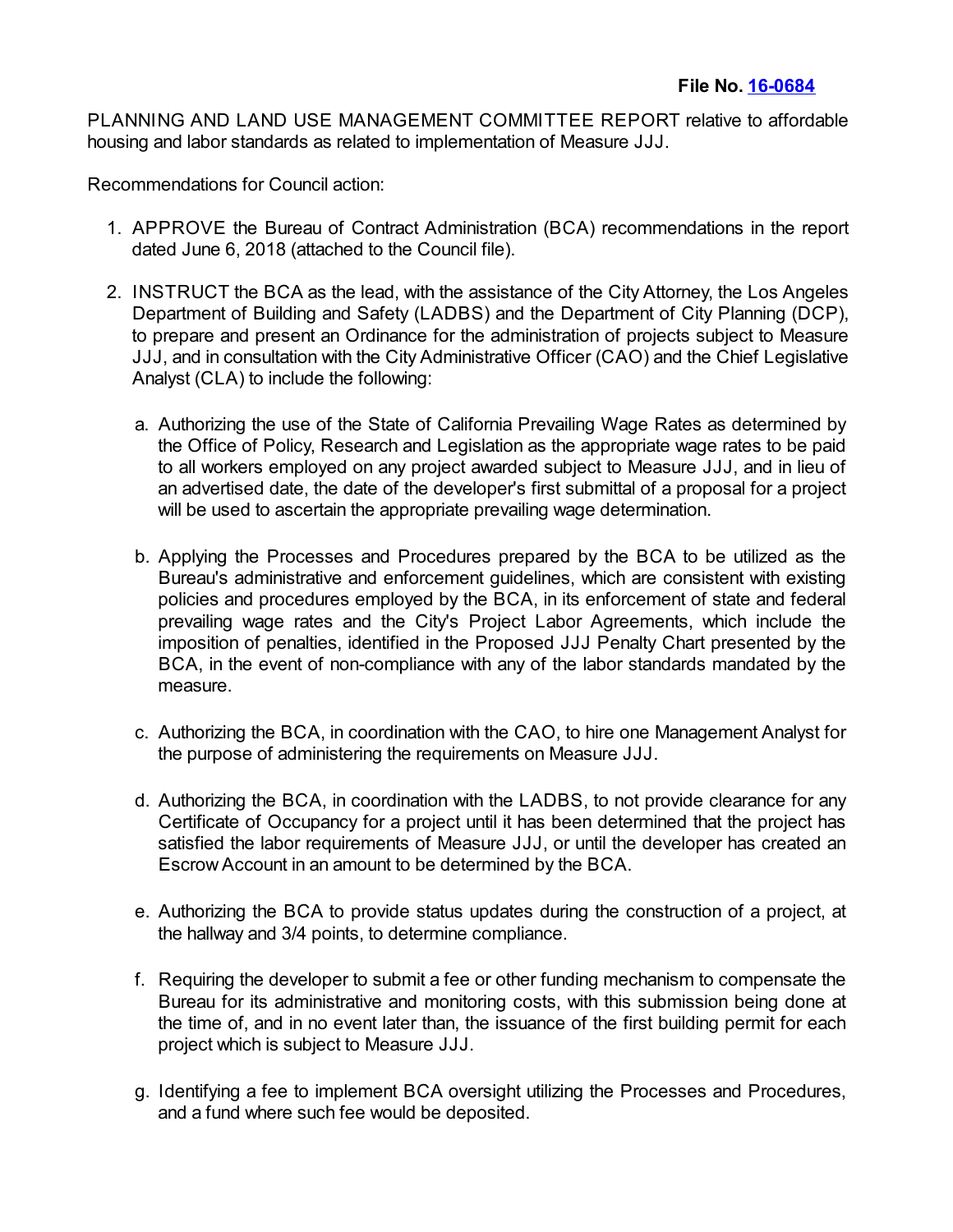**File No. [16-0684]**

PLANNING AND LAND USE MANAGEMENT COMMITTEE REPORT relative to affordable housing and labor standards as related to implementation of Measure JJJ.

Recommendations for Council action:

1. APPROVE the Bureau of Contract Administration (BCA) recommendations in the report dated June 6, 2018 (attached to the Council file).

2. INSTRUCT the BCA as the lead, with the assistance of the City Attorney, the Los Angeles Department of Building and Safety (LADBS) and the Department of City Planning (DCP), to prepare and present an Ordinance for the administration of projects subject to Measure JJJ, and in consultation with the City Administrative Officer (CAO) and the Chief Legislative Analyst (CLA) to include the following:

   a. Authorizing the use of the State of California Prevailing Wage Rates as determined by the Office of Policy, Research and Legislation as the appropriate wage rates to be paid to all workers employed on any project awarded subject to Measure JJJ, and in lieu of an advertised date, the date of the developer's first submittal of a proposal for a project will be used to ascertain the appropriate prevailing wage determination.

   b. Applying the Processes and Procedures prepared by the BCA to be utilized as the Bureau's administrative and enforcement guidelines, which are consistent with existing policies and procedures employed by the BCA, in its enforcement of state and federal prevailing wage rates and the City's Project Labor Agreements, which include the imposition of penalties, identified in the Proposed JJJ Penalty Chart presented by the BCA, in the event of non-compliance with any of the labor standards mandated by the measure.

   c. Authorizing the BCA, in coordination with the CAO, to hire one Management Analyst for the purpose of administering the requirements on Measure JJJ.

   d. Authorizing the BCA, in coordination with the LADBS, to not provide clearance for any Certificate of Occupancy for a project until it has been determined that the project has satisfied the labor requirements of Measure JJJ, or until the developer has created an Escrow Account in an amount to be determined by the BCA.

   e. Authorizing the BCA to provide status updates during the construction of a project, at the hallway and 3/4 points, to determine compliance.

   f. Requiring the developer to submit a fee or other funding mechanism to compensate the Bureau for its administrative and monitoring costs, with this submission being done at the time of, and in no event later than, the issuance of the first building permit for each project which is subject to Measure JJJ.

   g. Identifying a fee to implement BCA oversight utilizing the Processes and Procedures, and a fund where such fee would be deposited.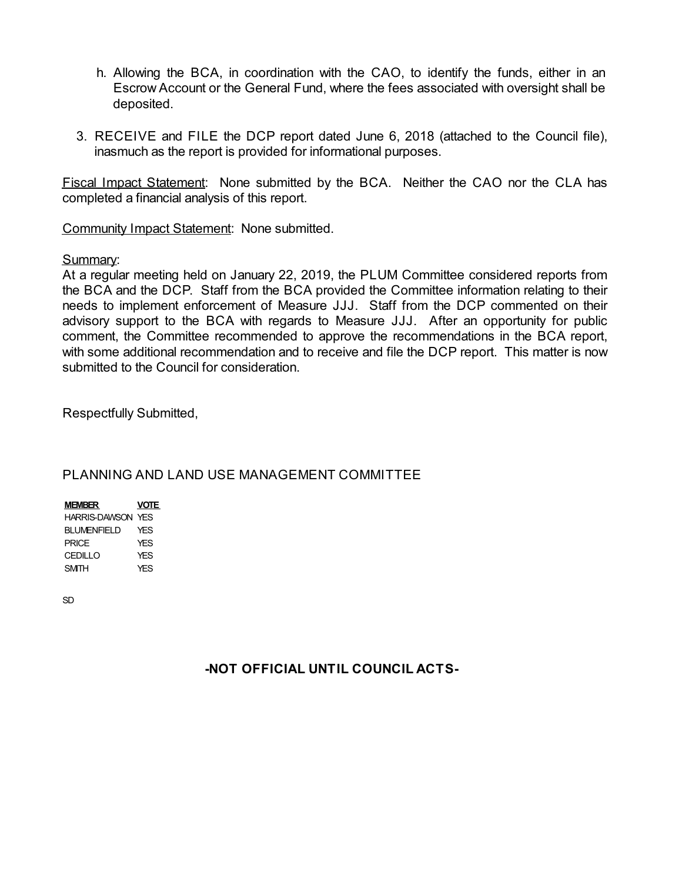h. Allowing the BCA, in coordination with the CAO, to identify the funds, either in an Escrow Account or the General Fund, where the fees associated with oversight shall be deposited.

3. RECEIVE and FILE the DCP report dated June 6, 2018 (attached to the Council file), inasmuch as the report is provided for informational purposes.

Fiscal Impact Statement: None submitted by the BCA. Neither the CAO nor the CLA has completed a financial analysis of this report.

Community Impact Statement: None submitted.

Summary:
At a regular meeting held on January 22, 2019, the PLUM Committee considered reports from the BCA and the DCP. Staff from the BCA provided the Committee information relating to their needs to implement enforcement of Measure JJJ. Staff from the DCP commented on their advisory support to the BCA with regards to Measure JJJ. After an opportunity for public comment, the Committee recommended to approve the recommendations in the BCA report, with some additional recommendation and to receive and file the DCP report. This matter is now submitted to the Council for consideration.

Respectfully Submitted,

PLANNING AND LAND USE MANAGEMENT COMMITTEE

| MEMBER | VOTE |
|---|---|
| HARRIS-DAWSON | YES |
| BLUMENFIELD | YES |
| PRICE | YES |
| CEDILLO | YES |
| SMITH | YES |

SD

**-NOT OFFICIAL UNTIL COUNCIL ACTS-**